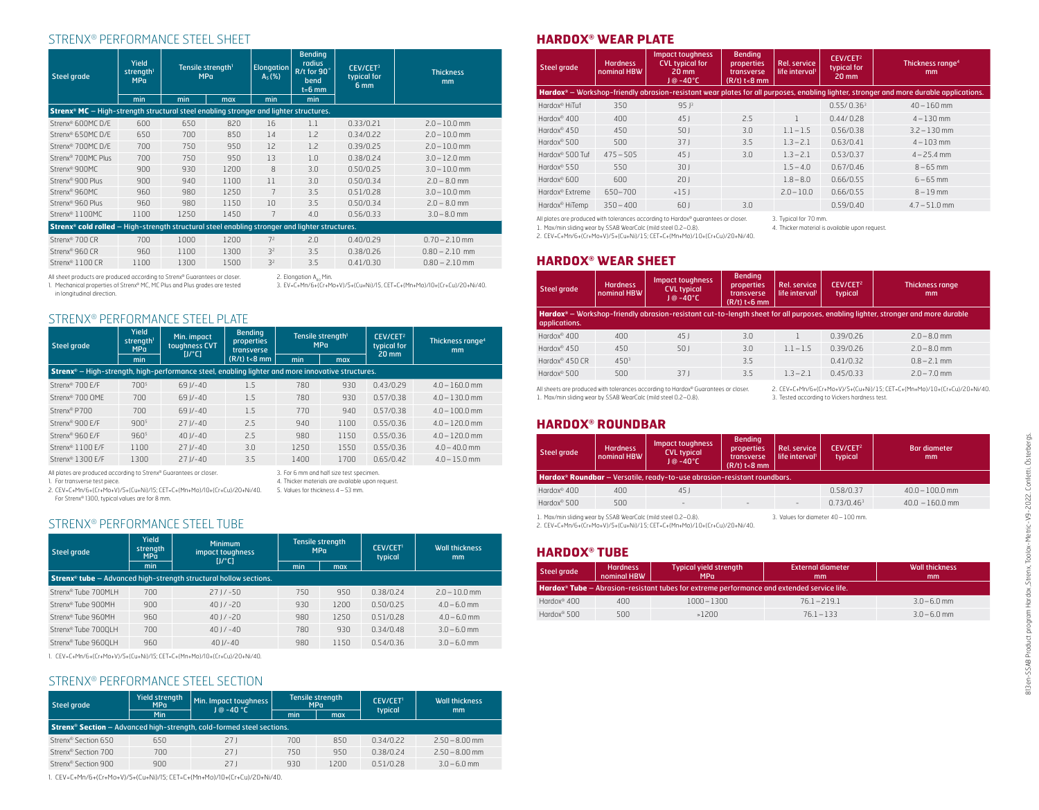## STRENX® PERFORMANCE STEEL SHEET

| Steel grade | Yield strength[1] MPa | Tensile strength[1] MPa | | Elongation $A_5$ (%) | Bending radius R/t for 90° bend t=6 mm | CEV/CET[3] typical for 6 mm | Thickness mm |
|---|---|---|---|---|---|---|---|
| | min | min | max | min | min | | |
| **Strenx® MC** – High-strength structural steel enabling stronger and lighter structures. | | | | | | | |
| Strenx® 600MC D/E | 600 | 650 | 820 | 16 | 1.1 | 0.33/0.21 | 2.0 – 10.0 mm |
| Strenx® 650MC D/E | 650 | 700 | 850 | 14 | 1.2 | 0.34/0.22 | 2.0 – 10.0 mm |
| Strenx® 700MC D/E | 700 | 750 | 950 | 12 | 1.2 | 0.39/0.25 | 2.0 – 10.0 mm |
| Strenx® 700MC Plus | 700 | 750 | 950 | 13 | 1.0 | 0.38/0.24 | 3.0 – 12.0 mm |
| Strenx® 900MC | 900 | 930 | 1200 | 8 | 3.0 | 0.50/0.25 | 3.0 – 10.0 mm |
| Strenx® 900 Plus | 900 | 940 | 1100 | 11 | 3.0 | 0.50/0.34 | 2.0 – 8.0 mm |
| Strenx® 960MC | 960 | 980 | 1250 | 7 | 3.5 | 0.51/0.28 | 3.0 – 10.0 mm |
| Strenx® 960 Plus | 960 | 980 | 1150 | 10 | 3.5 | 0.50/0.34 | 2.0 – 8.0 mm |
| Strenx® 1100MC | 1100 | 1250 | 1450 | 7 | 4.0 | 0.56/0.33 | 3.0 – 8.0 mm |
| **Strenx® cold rolled** – High-strength structural steel enabling stronger and lighter structures. | | | | | | | |
| Strenx® 700 CR | 700 | 1000 | 1200 | 7[2] | 2.0 | 0.40/0.29 | 0.70 – 2.10 mm |
| Strenx® 960 CR | 960 | 1100 | 1300 | 3[2] | 3.5 | 0.38/0.26 | 0.80 – 2.10 mm |
| Strenx® 1100 CR | 1100 | 1300 | 1500 | 3[2] | 3.5 | 0.41/0.30 | 0.80 – 2.10 mm |

All sheet products are produced according to Strenx® Guarantees or closer.
1. Mechanical properties of Strenx® MC, MC Plus and Plus grades are tested in longitudinal direction.
2. Elongation $A_{80}$ Min.
3. EV=C+Mn/6+(Cr+Mo+V)/5+(Cu+Ni)/15, CET=C+(Mn+Mo)/10+(Cr+Cu)/20+Ni/40.

## STRENX® PERFORMANCE STEEL PLATE

| Steel grade | Yield strength[1] MPa | Min. impact toughness CVT [J/°C] | Bending properties transverse (R/t) t<8 mm | Tensile strength[1] MPa | | CEV/CET[2] typical for 20 mm | Thickness range[4] mm |
|---|---|---|---|---|---|---|---|
| | min | | | min | max | | |
| **Strenx®** – High-strength, high-performance steel, enabling lighter and more innovative structures. | | | | | | | |
| Strenx® 700 E/F | 700[5] | 69 J/-40 | 1.5 | 780 | 930 | 0.43/0.29 | 4.0 – 160.0 mm |
| Strenx® 700 OME | 700 | 69 J/-40 | 1.5 | 780 | 930 | 0.57/0.38 | 4.0 – 130.0 mm |
| Strenx® P700 | 700 | 69 J/-40 | 1.5 | 770 | 940 | 0.57/0.38 | 4.0 – 100.0 mm |
| Strenx® 900 E/F | 900[5] | 27 J/-40 | 2.5 | 940 | 1100 | 0.55/0.36 | 4.0 – 120.0 mm |
| Strenx® 960 E/F | 960[5] | 40 J/-40 | 2.5 | 980 | 1150 | 0.55/0.36 | 4.0 – 120.0 mm |
| Strenx® 1100 E/F | 1100 | 27 J/-40 | 3.0 | 1250 | 1550 | 0.55/0.36 | 4.0 – 40.0 mm |
| Strenx® 1300 E/F | 1300 | 27 J/-40 | 3.5 | 1400 | 1700 | 0.65/0.42 | 4.0 – 15.0 mm |

All plates are produced according to Strenx® Guarantees or closer.
1. For transverse test piece.
2. CEV=C+Mn/6+(Cr+Mo+V)/5+(Cu+Ni)/15; CET=C+(Mn+Mo)/10+(Cr+Cu)/20+Ni/40. For Strenx® 1300, typical values are for 8 mm.
3. For 6 mm and half size test specimen.
4. Thicker materials are available upon request.
5. Values for thickness 4 – 53 mm.

## STRENX® PERFORMANCE STEEL TUBE

| Steel grade | Yield strength MPa | Minimum impact toughness [J/°C] | Tensile strength MPa | | CEV/CET[1] typical | Wall thickness mm |
|---|---|---|---|---|---|---|
| | min | | min | max | | |
| **Strenx® tube** – Advanced high-strength structural hollow sections. | | | | | | |
| Strenx® Tube 700MLH | 700 | 27 J / -50 | 750 | 950 | 0.38/0.24 | 2.0 – 10.0 mm |
| Strenx® Tube 900MH | 900 | 40 J / -20 | 930 | 1200 | 0.50/0.25 | 4.0 – 6.0 mm |
| Strenx® Tube 960MH | 960 | 40 J / -20 | 980 | 1250 | 0.51/0.28 | 4.0 – 6.0 mm |
| Strenx® Tube 700QLH | 700 | 40 J / -40 | 780 | 930 | 0.34/0.48 | 3.0 – 6.0 mm |
| Strenx® Tube 960QLH | 960 | 40 J/-40 | 980 | 1150 | 0.54/0.36 | 3.0 – 6.0 mm |

1. CEV=C+Mn/6+(Cr+Mo+V)/5+(Cu+Ni)/15; CET=C+(Mn+Mo)/10+(Cr+Cu)/20+Ni/40.

## STRENX® PERFORMANCE STEEL SECTION

| Steel grade | Yield strength MPa | Min. Impact toughness J @ -40 °C | Tensile strength MPa | | CEV/CET[1] typical | Wall thickness mm |
|---|---|---|---|---|---|---|
| | Min | | min | max | | |
| **Strenx® Section** – Advanced high-strength, cold-formed steel sections. | | | | | | |
| Strenx® Section 650 | 650 | 27 J | 700 | 850 | 0.34/0.22 | 2.50 – 8.00 mm |
| Strenx® Section 700 | 700 | 27 J | 750 | 950 | 0.38/0.24 | 2.50 – 8.00 mm |
| Strenx® Section 900 | 900 | 27 J | 930 | 1200 | 0.51/0.28 | 3.0 – 6.0 mm |

1. CEV=C+Mn/6+(Cr+Mo+V)/5+(Cu+Ni)/15; CET=C+(Mn+Mo)/10+(Cr+Cu)/20+Ni/40.

## HARDOX® WEAR PLATE

| Steel grade | Hardness nominal HBW | Impact toughness CVL typical for 20 mm J @ -40°C | Bending properties transverse (R/t) t<8 mm | Rel. service life interval[1] | CEV/CET[2] typical for 20 mm | Thickness range[4] mm |
|---|---|---|---|---|---|---|
| **Hardox®** – Workshop-friendly abrasion-resistant wear plates for all purposes, enabling lighter, stronger and more durable applications. | | | | | | |
| Hardox® HiTuf | 350 | 95 J[3] | | | 0.55/ 0.36[3] | 40 – 160 mm |
| Hardox® 400 | 400 | 45 J | 2.5 | 1 | 0.44/ 0.28 | 4 – 130 mm |
| Hardox® 450 | 450 | 50 J | 3.0 | 1.1 – 1.5 | 0.56/0.38 | 3.2 – 130 mm |
| Hardox® 500 | 500 | 37 J | 3.5 | 1.3 – 2.1 | 0.63/0.41 | 4 – 103 mm |
| Hardox® 500 Tuf | 475 – 505 | 45 J | 3.0 | 1.3 – 2.1 | 0.53/0.37 | 4 – 25.4 mm |
| Hardox® 550 | 550 | 30 J | | 1.5 – 4.0 | 0.67/0.46 | 8 – 65 mm |
| Hardox® 600 | 600 | 20 J | | 1.8 – 8.0 | 0.66/0.55 | 6 – 65 mm |
| Hardox® Extreme | 650–700 | <15 J | | 2.0 – 10.0 | 0.66/0.55 | 8 – 19 mm |
| Hardox® HiTemp | 350 – 400 | 60 J | 3.0 | | 0.59/0.40 | 4.7 – 51.0 mm |

All plates are produced with tolerances according to Hardox® guarantees or closer.
1. Max/min sliding wear by SSAB WearCalc (mild steel 0.2–0.8).
2. CEV=C+Mn/6+(Cr+Mo+V)/5+(Cu+Ni)/15; CET=C+(Mn+Mo)/10+(Cr+Cu)/20+Ni/40.
3. Typical for 70 mm.
4. Thicker material is available upon request.

## HARDOX® WEAR SHEET

| Steel grade | Hardness nominal HBW | Impact toughness CVL typical J @ -40°C | Bending properties transverse (R/t) t<6 mm | Rel. service life interval[1] | CEV/CET[2] typical | Thickness range mm |
|---|---|---|---|---|---|---|
| **Hardox®** – Workshop-friendly abrasion-resistant cut-to-length sheet for all purposes, enabling lighter, stronger and more durable applications. | | | | | | |
| Hardox® 400 | 400 | 45 J | 3.0 | 1 | 0.39/0.26 | 2.0 – 8.0 mm |
| Hardox® 450 | 450 | 50 J | 3.0 | 1.1 – 1.5 | 0.39/0.26 | 2.0 – 8.0 mm |
| Hardox® 450 CR | 450[3] | | 3.5 | | 0.41/0.32 | 0.8 – 2.1 mm |
| Hardox® 500 | 500 | 37 J | 3.5 | 1.3 – 2.1 | 0.45/0.33 | 2.0 – 7.0 mm |

All sheets are produced with tolerances according to Hardox® Guarantees or closer.
1. Max/min sliding wear by SSAB WearCalc (mild steel 0.2–0.8).
2. CEV=C+Mn/6+(Cr+Mo+V)/5+(Cu+Ni)/15; CET=C+(Mn+Mo)/10+(Cr+Cu)/20+Ni/40.
3. Tested according to Vickers hardness test.

## HARDOX® ROUNDBAR

| Steel grade | Hardness nominal HBW | Impact toughness CVL typical J @ -40°C | Bending properties transverse (R/t) t<8 mm | Rel. service life interval[1] | CEV/CET[2] typical | Bar diameter mm |
|---|---|---|---|---|---|---|
| **Hardox® Roundbar** – Versatile, ready-to-use abrasion-resistant roundbars. | | | | | | |
| Hardox® 400 | 400 | 45 J | | | 0.58/0.37 | 40.0 – 100.0 mm |
| Hardox® 500 | 500 | - | - | - | 0.73/0.46[3] | 40.0 – 160.0 mm |

1. Max/min sliding wear by SSAB WearCalc (mild steel 0.2–0.8).
2. CEV=C+Mn/6+(Cr+Mo+V)/5+(Cu+Ni)/15; CET=C+(Mn+Mo)/10+(Cr+Cu)/20+Ni/40.
3. Values for diameter 40 – 100 mm.

## HARDOX® TUBE

| Steel grade | Hardness nominal HBW | Typical yield strength MPa | External diameter mm | Wall thickness mm |
|---|---|---|---|---|
| **Hardox® Tube** – Abrasion-resistant tubes for extreme performance and extended service life. | | | | |
| Hardox® 400 | 400 | 1000 – 1300 | 76.1 – 219.1 | 3.0 – 6.0 mm |
| Hardox® 500 | 500 | >1200 | 76.1 – 133 | 3.0 – 6.0 mm |

813en-SSAB Product program Hardox, Strenx, Toolox-Metric-V9-2022. Confetti, Österbergs.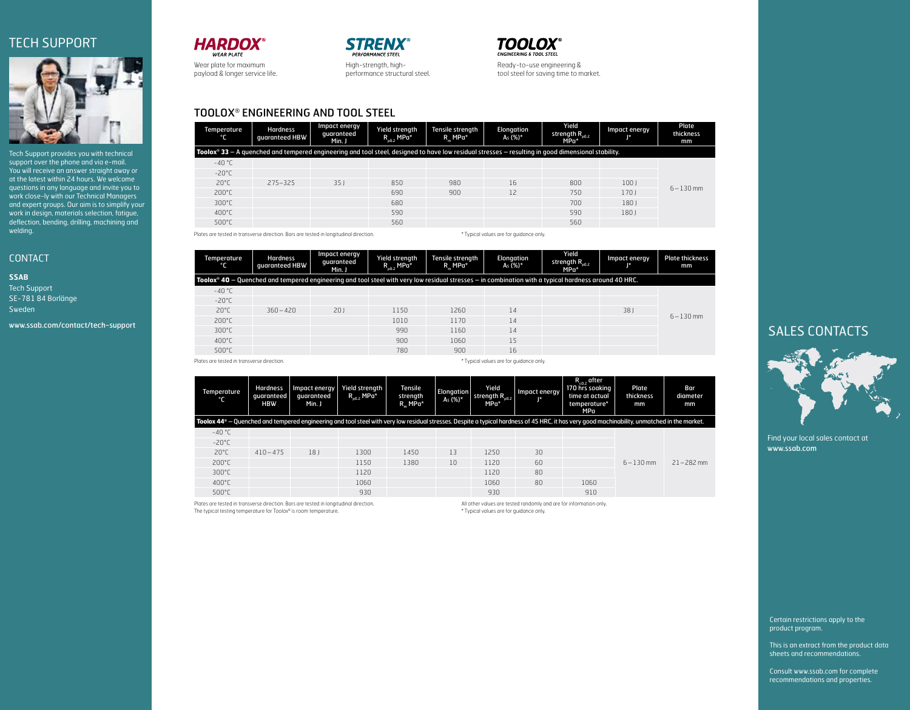# TECH SUPPORT

Tech Support provides you with technical support over the phone and via e-mail. You will receive an answer straight away or at the latest within 24 hours. We welcome questions in any language and invite you to work close-ly with our Technical Managers and expert groups. Our aim is to simplify your work in design, materials selection, fatigue, deflection, bending, drilling, machining and welding.

## CONTACT

**SSAB**
Tech Support
SE-781 84 Borlänge
Sweden

www.ssab.com/contact/tech-support

**HARDOX®** WEAR PLATE
Wear plate for maximum payload & longer service life.

**STRENX®** PERFORMANCE STEEL
High-strength, high-performance structural steel.

**TOOLOX®** ENGINEERING & TOOL STEEL
Ready-to-use engineering & tool steel for saving time to market.

## TOOLOX® ENGINEERING AND TOOL STEEL

**Toolox® 33** – A quenched and tempered engineering and tool steel, designed to have low residual stresses – resulting in good dimensional stability.

| Temperature °C | Hardness guaranteed HBW | Impact energy guaranteed Min. J | Yield strength $R_{p0.2}$ MPa* | Tensile strength $R_m$ MPa* | Elongation A5 (%)* | Yield strength $R_{p0.2}$ MPa* | Impact energy J* | Plate thickness mm |
|---|---|---|---|---|---|---|---|---|
| -40 °C | | | | | | | | 6 – 130 mm |
| -20°C | | | | | | | | |
| 20°C | 275–325 | 35 J | 850 | 980 | 16 | 800 | 100 J | |
| 200°C | | | 690 | 900 | 12 | 750 | 170 J | |
| 300°C | | | 680 | | | 700 | 180 J | |
| 400°C | | | 590 | | | 590 | 180 J | |
| 500°C | | | 560 | | | 560 | | |

Plates are tested in transverse direction. Bars are tested in longitudinal direction.

* Typical values are for guidance only.

**Toolox® 40** – Quenched and tempered engineering and tool steel with very low residual stresses – in combination with a typical hardness around 40 HRC.

| Temperature °C | Hardness guaranteed HBW | Impact energy guaranteed Min. J | Yield strength $R_{p0.2}$ MPa* | Tensile strength $R_m$ MPa* | Elongation A5 (%)* | Yield strength $R_{p0.2}$ MPa* | Impact energy J* | Plate thickness mm |
|---|---|---|---|---|---|---|---|---|
| -40 °C | | | | | | | | 6 – 130 mm |
| -20°C | | | | | | | | |
| 20°C | 360 – 420 | 20 J | 1150 | 1260 | 14 | | 38 J | |
| 200°C | | | 1010 | 1170 | 14 | | | |
| 300°C | | | 990 | 1160 | 14 | | | |
| 400°C | | | 900 | 1060 | 15 | | | |
| 500°C | | | 780 | 900 | 16 | | | |

Plates are tested in transverse direction.

* Typical values are for guidance only.

**Toolox 44®** – Quenched and tempered engineering and tool steel with very low residual stresses. Despite a typical hardness of 45 HRC, it has very good machinability, unmatched in the market.

| Temperature °C | Hardness guaranteed HBW | Impact energy guaranteed Min. J | Yield strength $R_{p0.2}$ MPa* | Tensile strength $R_m$ MPa* | Elongation A5 (%)* | Yield strength $R_{p0.2}$ MPa* | Impact energy J* | $R_{p0.2}$ after 170 hrs soaking time at actual temperature* MPa | Plate thickness mm | Bar diameter mm |
|---|---|---|---|---|---|---|---|---|---|---|
| -40 °C | | | | | | | | | 6 – 130 mm | 21 – 282 mm |
| -20°C | | | | | | | | | | |
| 20°C | 410 – 475 | 18 J | 1300 | 1450 | 13 | 1250 | 30 | | | |
| 200°C | | | 1150 | 1380 | 10 | 1120 | 60 | | | |
| 300°C | | | 1120 | | | 1120 | 80 | | | |
| 400°C | | | 1060 | | | 1060 | 80 | 1060 | | |
| 500°C | | | 930 | | | 930 | | 910 | | |

Plates are tested in transverse direction. Bars are tested in longitudinal direction.
The typical testing temperature for Toolox® is room temperature.

All other values are tested randomly and are for information only.
* Typical values are for guidance only.

## SALES CONTACTS

Find your local sales contact at **www.ssab.com**

Certain restrictions apply to the product program.

This is an extract from the product data sheets and recommendations.

Consult www.ssab.com for complete recommendations and properties.